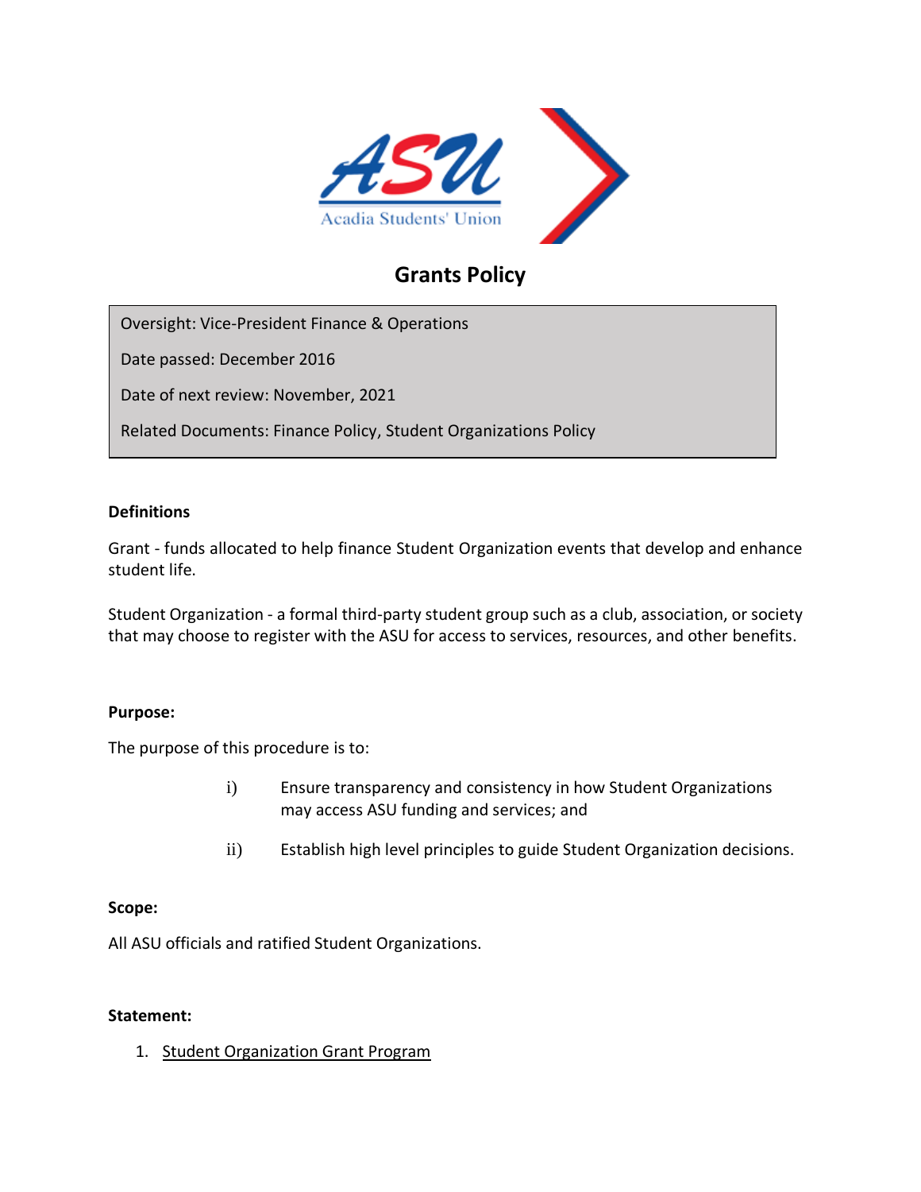# Grants Policy

Oversight: Vice-President Finance & Operations

Date passed: December 2016

Date of next review: November, 2021

Related Documents: Finance Policy, Student Organizations Policy

**Definitions**

Grant - funds allocated to help finance Student Organization events that develop and enhance student life.

Student Organization - a formal third-party student group such as a club, association, or society that may choose to register with the ASU for access to services, resources, and other benefits.

**Purpose:**

The purpose of this procedure is to:

i) Ensure transparency and consistency in how Student Organizations may access ASU funding and services; and

ii) Establish high level principles to guide Student Organization decisions.

**Scope:**

All ASU officials and ratified Student Organizations.

**Statement:**

1. Student Organization Grant Program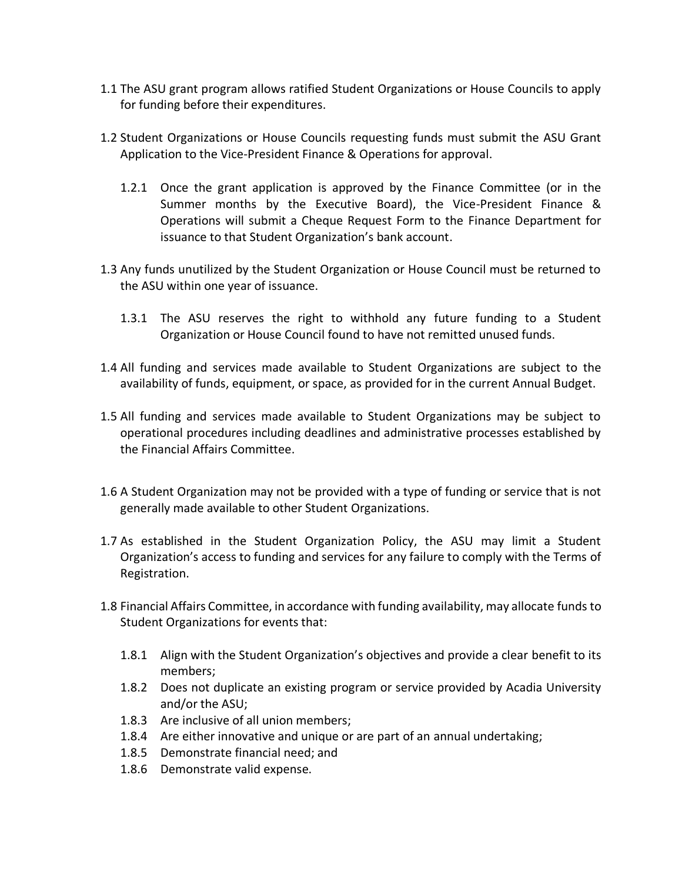1.1 The ASU grant program allows ratified Student Organizations or House Councils to apply for funding before their expenditures.

1.2 Student Organizations or House Councils requesting funds must submit the ASU Grant Application to the Vice-President Finance & Operations for approval.

  1.2.1 Once the grant application is approved by the Finance Committee (or in the Summer months by the Executive Board), the Vice-President Finance & Operations will submit a Cheque Request Form to the Finance Department for issuance to that Student Organization's bank account.

1.3 Any funds unutilized by the Student Organization or House Council must be returned to the ASU within one year of issuance.

  1.3.1 The ASU reserves the right to withhold any future funding to a Student Organization or House Council found to have not remitted unused funds.

1.4 All funding and services made available to Student Organizations are subject to the availability of funds, equipment, or space, as provided for in the current Annual Budget.

1.5 All funding and services made available to Student Organizations may be subject to operational procedures including deadlines and administrative processes established by the Financial Affairs Committee.

1.6 A Student Organization may not be provided with a type of funding or service that is not generally made available to other Student Organizations.

1.7 As established in the Student Organization Policy, the ASU may limit a Student Organization's access to funding and services for any failure to comply with the Terms of Registration.

1.8 Financial Affairs Committee, in accordance with funding availability, may allocate funds to Student Organizations for events that:

  1.8.1 Align with the Student Organization's objectives and provide a clear benefit to its members;
  1.8.2 Does not duplicate an existing program or service provided by Acadia University and/or the ASU;
  1.8.3 Are inclusive of all union members;
  1.8.4 Are either innovative and unique or are part of an annual undertaking;
  1.8.5 Demonstrate financial need; and
  1.8.6 Demonstrate valid expense.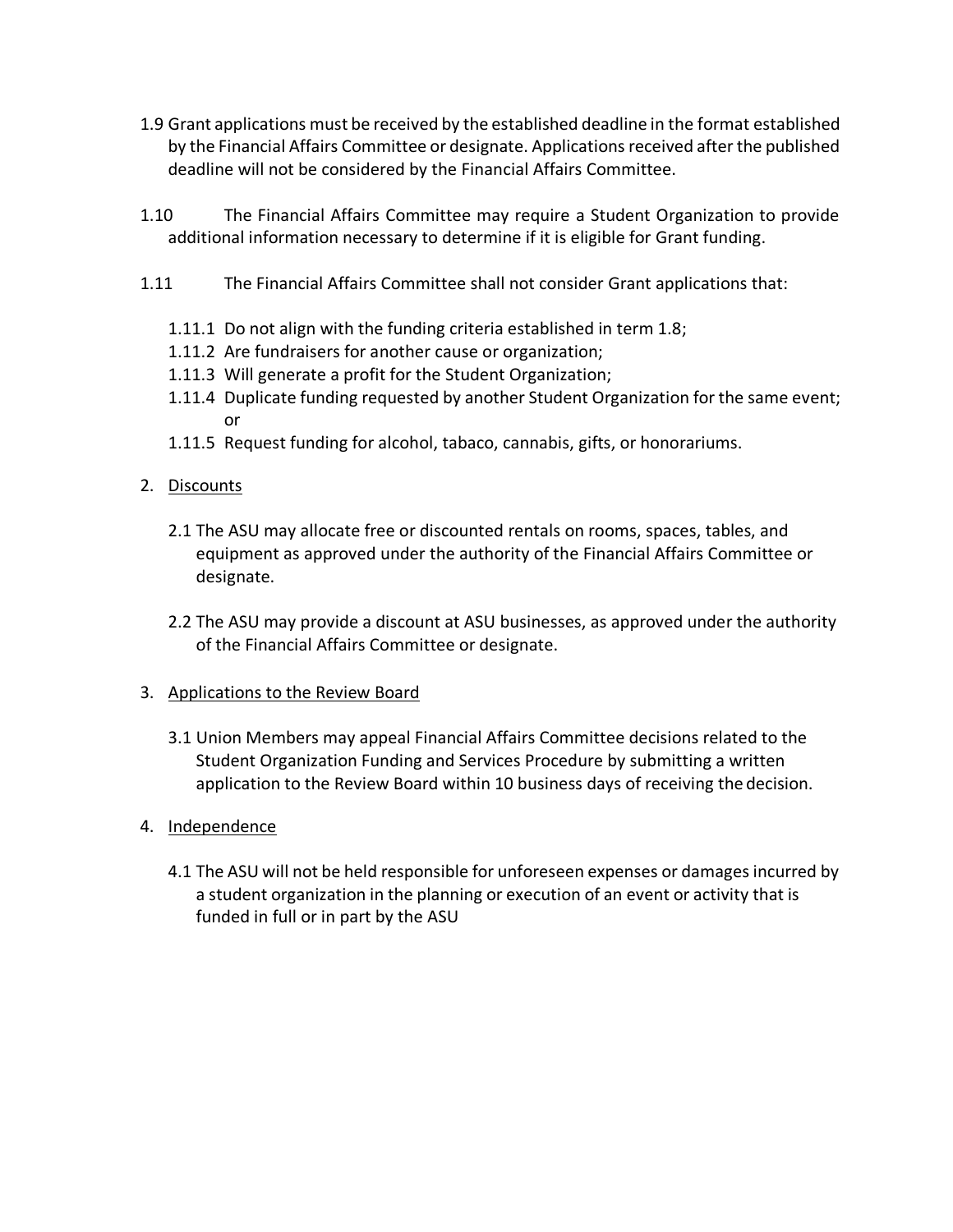1.9 Grant applications must be received by the established deadline in the format established by the Financial Affairs Committee or designate. Applications received after the published deadline will not be considered by the Financial Affairs Committee.

1.10 The Financial Affairs Committee may require a Student Organization to provide additional information necessary to determine if it is eligible for Grant funding.

1.11 The Financial Affairs Committee shall not consider Grant applications that:

- 1.11.1 Do not align with the funding criteria established in term 1.8;
- 1.11.2 Are fundraisers for another cause or organization;
- 1.11.3 Will generate a profit for the Student Organization;
- 1.11.4 Duplicate funding requested by another Student Organization for the same event; or
- 1.11.5 Request funding for alcohol, tabaco, cannabis, gifts, or honorariums.

2. <u>Discounts</u>

2.1 The ASU may allocate free or discounted rentals on rooms, spaces, tables, and equipment as approved under the authority of the Financial Affairs Committee or designate.

2.2 The ASU may provide a discount at ASU businesses, as approved under the authority of the Financial Affairs Committee or designate.

3. <u>Applications to the Review Board</u>

3.1 Union Members may appeal Financial Affairs Committee decisions related to the Student Organization Funding and Services Procedure by submitting a written application to the Review Board within 10 business days of receiving the decision.

4. <u>Independence</u>

4.1 The ASU will not be held responsible for unforeseen expenses or damages incurred by a student organization in the planning or execution of an event or activity that is funded in full or in part by the ASU